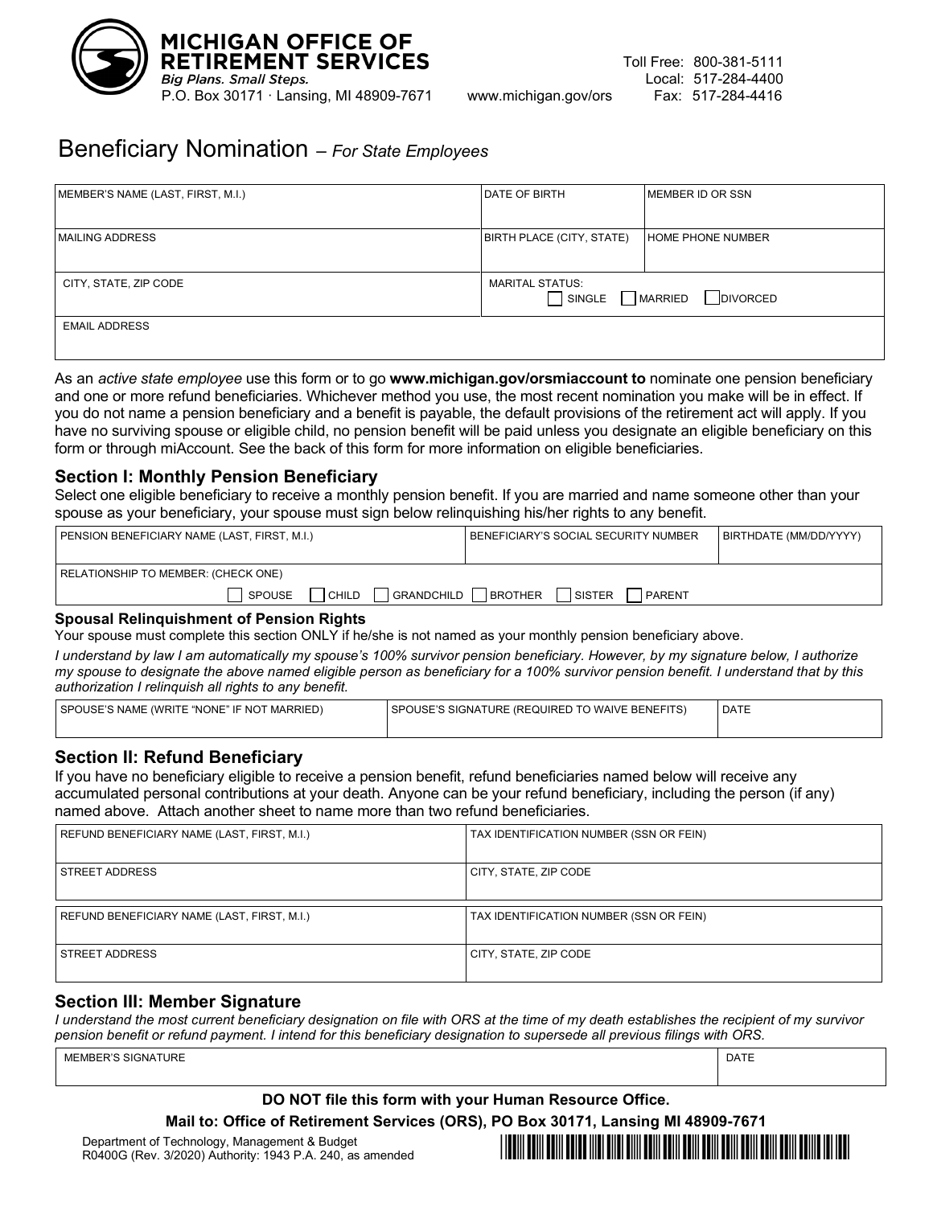**MICHIGAN OFFICE OF RETIREMENT SERVICES**
*Big Plans. Small Steps.*
P.O. Box 30171 · Lansing, MI 48909-7671   www.michigan.gov/ors

Toll Free: 800-381-5111
Local: 517-284-4400
Fax: 517-284-4416

# Beneficiary Nomination – *For State Employees*

| MEMBER'S NAME (LAST, FIRST, M.I.) | DATE OF BIRTH | MEMBER ID OR SSN |
|---|---|---|
| MAILING ADDRESS | BIRTH PLACE (CITY, STATE) | HOME PHONE NUMBER |
| CITY, STATE, ZIP CODE | MARITAL STATUS: ☐ SINGLE ☐ MARRIED ☐ DIVORCED | |
| EMAIL ADDRESS | | |

As an *active state employee* use this form or to go **www.michigan.gov/orsmiaccount to** nominate one pension beneficiary and one or more refund beneficiaries. Whichever method you use, the most recent nomination you make will be in effect. If you do not name a pension beneficiary and a benefit is payable, the default provisions of the retirement act will apply. If you have no surviving spouse or eligible child, no pension benefit will be paid unless you designate an eligible beneficiary on this form or through miAccount. See the back of this form for more information on eligible beneficiaries.

## Section I: Monthly Pension Beneficiary

Select one eligible beneficiary to receive a monthly pension benefit. If you are married and name someone other than your spouse as your beneficiary, your spouse must sign below relinquishing his/her rights to any benefit.

| PENSION BENEFICIARY NAME (LAST, FIRST, M.I.) | BENEFICIARY'S SOCIAL SECURITY NUMBER | BIRTHDATE (MM/DD/YYYY) |
|---|---|---|
| RELATIONSHIP TO MEMBER: (CHECK ONE) ☐ SPOUSE ☐ CHILD ☐ GRANDCHILD ☐ BROTHER ☐ SISTER ☐ PARENT | | |

### Spousal Relinquishment of Pension Rights

Your spouse must complete this section ONLY if he/she is not named as your monthly pension beneficiary above.

*I understand by law I am automatically my spouse's 100% survivor pension beneficiary. However, by my signature below, I authorize my spouse to designate the above named eligible person as beneficiary for a 100% survivor pension benefit. I understand that by this authorization I relinquish all rights to any benefit.*

| SPOUSE'S NAME (WRITE "NONE" IF NOT MARRIED) | SPOUSE'S SIGNATURE (REQUIRED TO WAIVE BENEFITS) | DATE |
|---|---|---|
| | | |

## Section II: Refund Beneficiary

If you have no beneficiary eligible to receive a pension benefit, refund beneficiaries named below will receive any accumulated personal contributions at your death. Anyone can be your refund beneficiary, including the person (if any) named above. Attach another sheet to name more than two refund beneficiaries.

| REFUND BENEFICIARY NAME (LAST, FIRST, M.I.) | TAX IDENTIFICATION NUMBER (SSN OR FEIN) |
|---|---|
| STREET ADDRESS | CITY, STATE, ZIP CODE |

| REFUND BENEFICIARY NAME (LAST, FIRST, M.I.) | TAX IDENTIFICATION NUMBER (SSN OR FEIN) |
|---|---|
| STREET ADDRESS | CITY, STATE, ZIP CODE |

## Section III: Member Signature

*I understand the most current beneficiary designation on file with ORS at the time of my death establishes the recipient of my survivor pension benefit or refund payment. I intend for this beneficiary designation to supersede all previous filings with ORS.*

| MEMBER'S SIGNATURE | DATE |
|---|---|
| | |

**DO NOT file this form with your Human Resource Office.**

**Mail to: Office of Retirement Services (ORS), PO Box 30171, Lansing MI 48909-7671**

Department of Technology, Management & Budget
R0400G (Rev. 3/2020) Authority: 1943 P.A. 240, as amended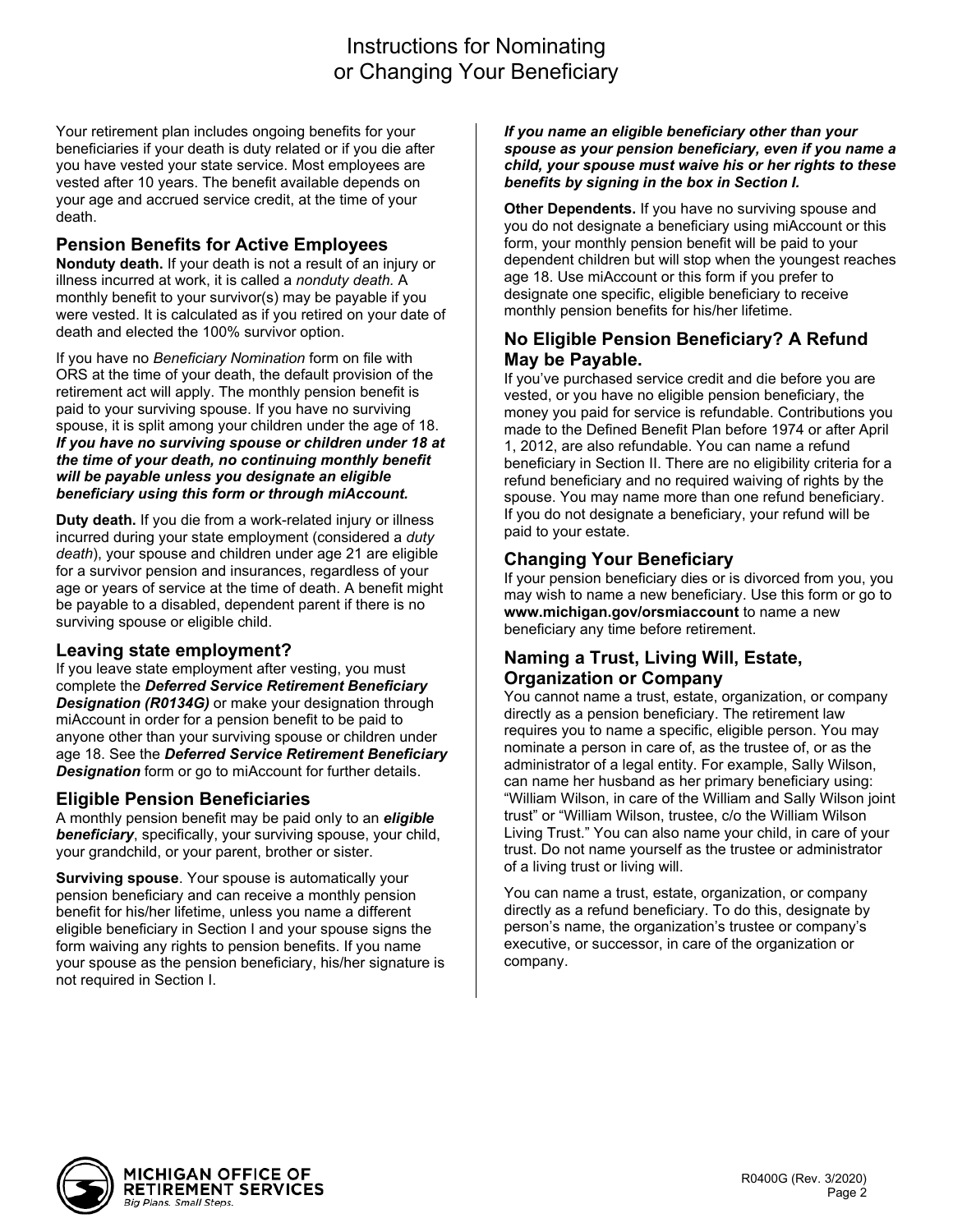# Instructions for Nominating or Changing Your Beneficiary

Your retirement plan includes ongoing benefits for your beneficiaries if your death is duty related or if you die after you have vested your state service. Most employees are vested after 10 years. The benefit available depends on your age and accrued service credit, at the time of your death.

## Pension Benefits for Active Employees

**Nonduty death.** If your death is not a result of an injury or illness incurred at work, it is called a *nonduty death.* A monthly benefit to your survivor(s) may be payable if you were vested. It is calculated as if you retired on your date of death and elected the 100% survivor option.

If you have no *Beneficiary Nomination* form on file with ORS at the time of your death, the default provision of the retirement act will apply. The monthly pension benefit is paid to your surviving spouse. If you have no surviving spouse, it is split among your children under the age of 18. ***If you have no surviving spouse or children under 18 at the time of your death, no continuing monthly benefit will be payable unless you designate an eligible beneficiary using this form or through miAccount.***

**Duty death.** If you die from a work-related injury or illness incurred during your state employment (considered a *duty death*), your spouse and children under age 21 are eligible for a survivor pension and insurances, regardless of your age or years of service at the time of death. A benefit might be payable to a disabled, dependent parent if there is no surviving spouse or eligible child.

## Leaving state employment?

If you leave state employment after vesting, you must complete the ***Deferred Service Retirement Beneficiary Designation (R0134G)*** or make your designation through miAccount in order for a pension benefit to be paid to anyone other than your surviving spouse or children under age 18. See the ***Deferred Service Retirement Beneficiary Designation*** form or go to miAccount for further details.

## Eligible Pension Beneficiaries

A monthly pension benefit may be paid only to an ***eligible beneficiary***, specifically, your surviving spouse, your child, your grandchild, or your parent, brother or sister.

**Surviving spouse**. Your spouse is automatically your pension beneficiary and can receive a monthly pension benefit for his/her lifetime, unless you name a different eligible beneficiary in Section I and your spouse signs the form waiving any rights to pension benefits. If you name your spouse as the pension beneficiary, his/her signature is not required in Section I.

***If you name an eligible beneficiary other than your spouse as your pension beneficiary, even if you name a child, your spouse must waive his or her rights to these benefits by signing in the box in Section I.***

**Other Dependents.** If you have no surviving spouse and you do not designate a beneficiary using miAccount or this form, your monthly pension benefit will be paid to your dependent children but will stop when the youngest reaches age 18. Use miAccount or this form if you prefer to designate one specific, eligible beneficiary to receive monthly pension benefits for his/her lifetime.

## No Eligible Pension Beneficiary? A Refund May be Payable.

If you've purchased service credit and die before you are vested, or you have no eligible pension beneficiary, the money you paid for service is refundable. Contributions you made to the Defined Benefit Plan before 1974 or after April 1, 2012, are also refundable. You can name a refund beneficiary in Section II. There are no eligibility criteria for a refund beneficiary and no required waiving of rights by the spouse. You may name more than one refund beneficiary. If you do not designate a beneficiary, your refund will be paid to your estate.

## Changing Your Beneficiary

If your pension beneficiary dies or is divorced from you, you may wish to name a new beneficiary. Use this form or go to **www.michigan.gov/orsmiaccount** to name a new beneficiary any time before retirement.

## Naming a Trust, Living Will, Estate, Organization or Company

You cannot name a trust, estate, organization, or company directly as a pension beneficiary. The retirement law requires you to name a specific, eligible person. You may nominate a person in care of, as the trustee of, or as the administrator of a legal entity. For example, Sally Wilson, can name her husband as her primary beneficiary using: "William Wilson, in care of the William and Sally Wilson joint trust" or "William Wilson, trustee, c/o the William Wilson Living Trust." You can also name your child, in care of your trust. Do not name yourself as the trustee or administrator of a living trust or living will.

You can name a trust, estate, organization, or company directly as a refund beneficiary. To do this, designate by person's name, the organization's trustee or company's executive, or successor, in care of the organization or company.

MICHIGAN OFFICE OF RETIREMENT SERVICES
Big Plans. Small Steps.

R0400G (Rev. 3/2020)